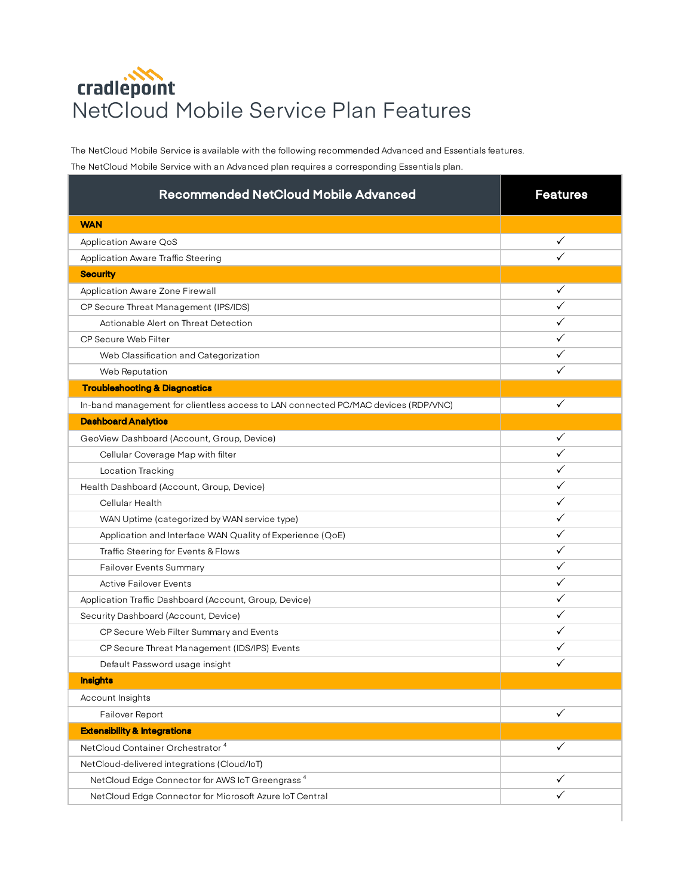cradlepoint

# NetCloud Mobile Service Plan Features

The NetCloud Mobile Service is available with the following recommended Advanced and Essentials features.

The NetCloud Mobile Service with an Advanced plan requires a corresponding Essentials plan.

| Recommended NetCloud Mobile Advanced | Features |
|---|---|
| **WAN** | |
| Application Aware QoS | ✓ |
| Application Aware Traffic Steering | ✓ |
| **Security** | |
| Application Aware Zone Firewall | ✓ |
| CP Secure Threat Management (IPS/IDS) | ✓ |
| Actionable Alert on Threat Detection | ✓ |
| CP Secure Web Filter | ✓ |
| Web Classification and Categorization | ✓ |
| Web Reputation | ✓ |
| **Troubleshooting & Diagnostics** | |
| In-band management for clientless access to LAN connected PC/MAC devices (RDP/VNC) | ✓ |
| **Dashboard Analytics** | |
| GeoView Dashboard (Account, Group, Device) | ✓ |
| Cellular Coverage Map with filter | ✓ |
| Location Tracking | ✓ |
| Health Dashboard (Account, Group, Device) | ✓ |
| Cellular Health | ✓ |
| WAN Uptime (categorized by WAN service type) | ✓ |
| Application and Interface WAN Quality of Experience (QoE) | ✓ |
| Traffic Steering for Events & Flows | ✓ |
| Failover Events Summary | ✓ |
| Active Failover Events | ✓ |
| Application Traffic Dashboard (Account, Group, Device) | ✓ |
| Security Dashboard (Account, Device) | ✓ |
| CP Secure Web Filter Summary and Events | ✓ |
| CP Secure Threat Management (IDS/IPS) Events | ✓ |
| Default Password usage insight | ✓ |
| **Insights** | |
| Account Insights | |
| Failover Report | ✓ |
| **Extensibility & Integrations** | |
| NetCloud Container Orchestrator [4] | ✓ |
| NetCloud-delivered integrations (Cloud/IoT) | |
| NetCloud Edge Connector for AWS IoT Greengrass [4] | ✓ |
| NetCloud Edge Connector for Microsoft Azure IoT Central | ✓ |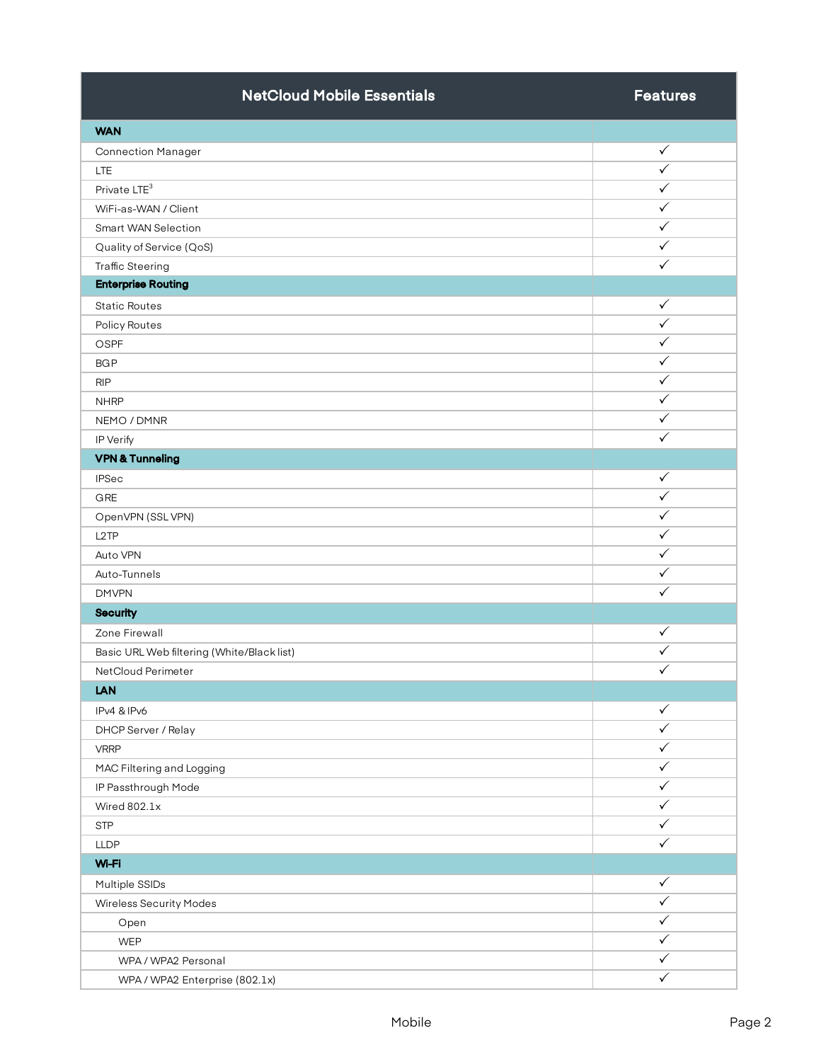| NetCloud Mobile Essentials | Features |
|---|---|
| **WAN** | |
| Connection Manager | ✓ |
| LTE | ✓ |
| Private LTE[3] | ✓ |
| WiFi-as-WAN / Client | ✓ |
| Smart WAN Selection | ✓ |
| Quality of Service (QoS) | ✓ |
| Traffic Steering | ✓ |
| **Enterprise Routing** | |
| Static Routes | ✓ |
| Policy Routes | ✓ |
| OSPF | ✓ |
| BGP | ✓ |
| RIP | ✓ |
| NHRP | ✓ |
| NEMO / DMNR | ✓ |
| IP Verify | ✓ |
| **VPN & Tunneling** | |
| IPSec | ✓ |
| GRE | ✓ |
| OpenVPN (SSL VPN) | ✓ |
| L2TP | ✓ |
| Auto VPN | ✓ |
| Auto-Tunnels | ✓ |
| DMVPN | ✓ |
| **Security** | |
| Zone Firewall | ✓ |
| Basic URL Web filtering (White/Black list) | ✓ |
| NetCloud Perimeter | ✓ |
| **LAN** | |
| IPv4 & IPv6 | ✓ |
| DHCP Server / Relay | ✓ |
| VRRP | ✓ |
| MAC Filtering and Logging | ✓ |
| IP Passthrough Mode | ✓ |
| Wired 802.1x | ✓ |
| STP | ✓ |
| LLDP | ✓ |
| **Wi-Fi** | |
| Multiple SSIDs | ✓ |
| Wireless Security Modes | ✓ |
| Open | ✓ |
| WEP | ✓ |
| WPA / WPA2 Personal | ✓ |
| WPA / WPA2 Enterprise (802.1x) | ✓ |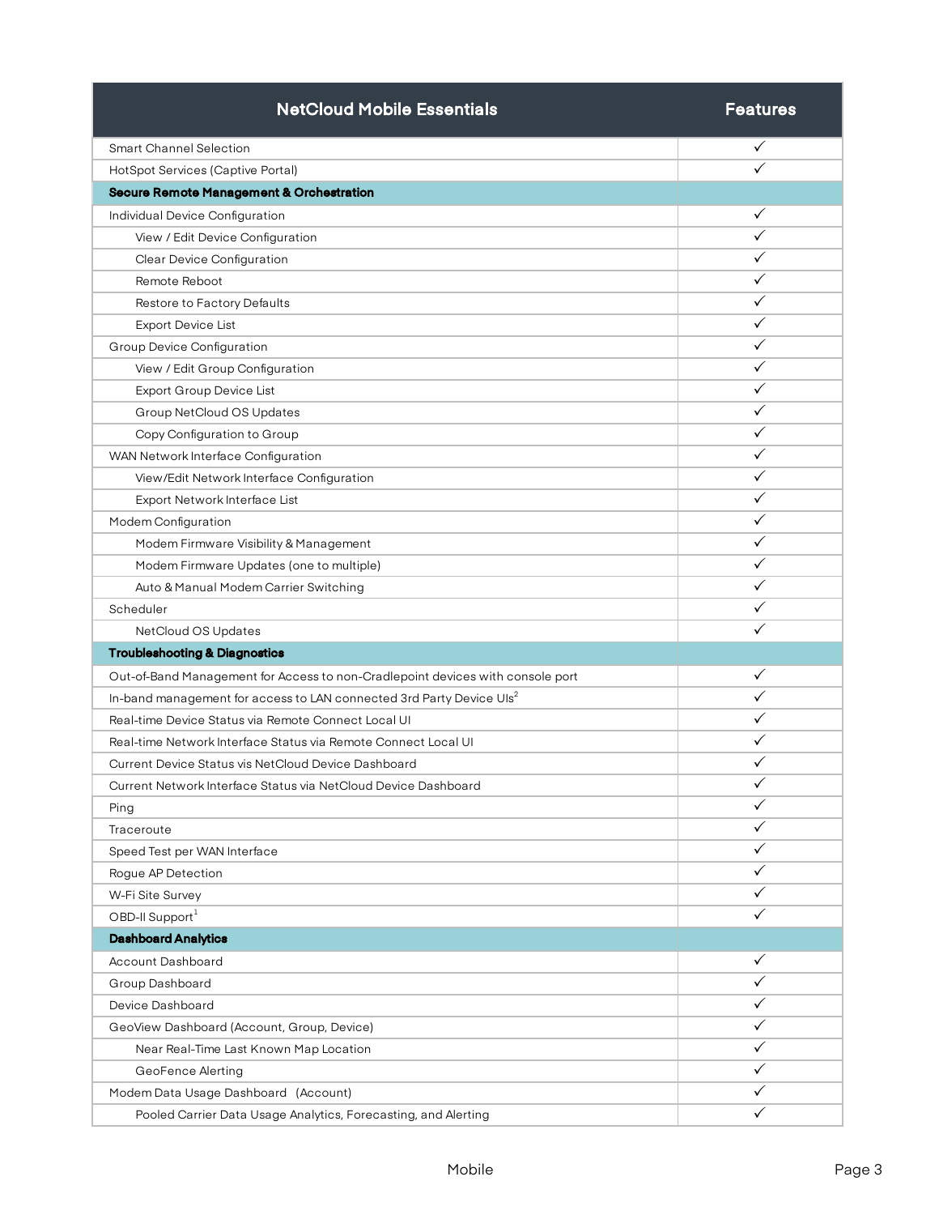| NetCloud Mobile Essentials | Features |
|---|---|
| Smart Channel Selection | ✓ |
| HotSpot Services (Captive Portal) | ✓ |
| **Secure Remote Management & Orchestration** | |
| Individual Device Configuration | ✓ |
| View / Edit Device Configuration | ✓ |
| Clear Device Configuration | ✓ |
| Remote Reboot | ✓ |
| Restore to Factory Defaults | ✓ |
| Export Device List | ✓ |
| Group Device Configuration | ✓ |
| View / Edit Group Configuration | ✓ |
| Export Group Device List | ✓ |
| Group NetCloud OS Updates | ✓ |
| Copy Configuration to Group | ✓ |
| WAN Network Interface Configuration | ✓ |
| View/Edit Network Interface Configuration | ✓ |
| Export Network Interface List | ✓ |
| Modem Configuration | ✓ |
| Modem Firmware Visibility & Management | ✓ |
| Modem Firmware Updates (one to multiple) | ✓ |
| Auto & Manual Modem Carrier Switching | ✓ |
| Scheduler | ✓ |
| NetCloud OS Updates | ✓ |
| **Troubleshooting & Diagnostics** | |
| Out-of-Band Management for Access to non-Cradlepoint devices with console port | ✓ |
| In-band management for access to LAN connected 3rd Party Device UIs[2] | ✓ |
| Real-time Device Status via Remote Connect Local UI | ✓ |
| Real-time Network Interface Status via Remote Connect Local UI | ✓ |
| Current Device Status vis NetCloud Device Dashboard | ✓ |
| Current Network Interface Status via NetCloud Device Dashboard | ✓ |
| Ping | ✓ |
| Traceroute | ✓ |
| Speed Test per WAN Interface | ✓ |
| Rogue AP Detection | ✓ |
| W-Fi Site Survey | ✓ |
| OBD-II Support[1] | ✓ |
| **Dashboard Analytics** | |
| Account Dashboard | ✓ |
| Group Dashboard | ✓ |
| Device Dashboard | ✓ |
| GeoView Dashboard (Account, Group, Device) | ✓ |
| Near Real-Time Last Known Map Location | ✓ |
| GeoFence Alerting | ✓ |
| Modem Data Usage Dashboard (Account) | ✓ |
| Pooled Carrier Data Usage Analytics, Forecasting, and Alerting | ✓ |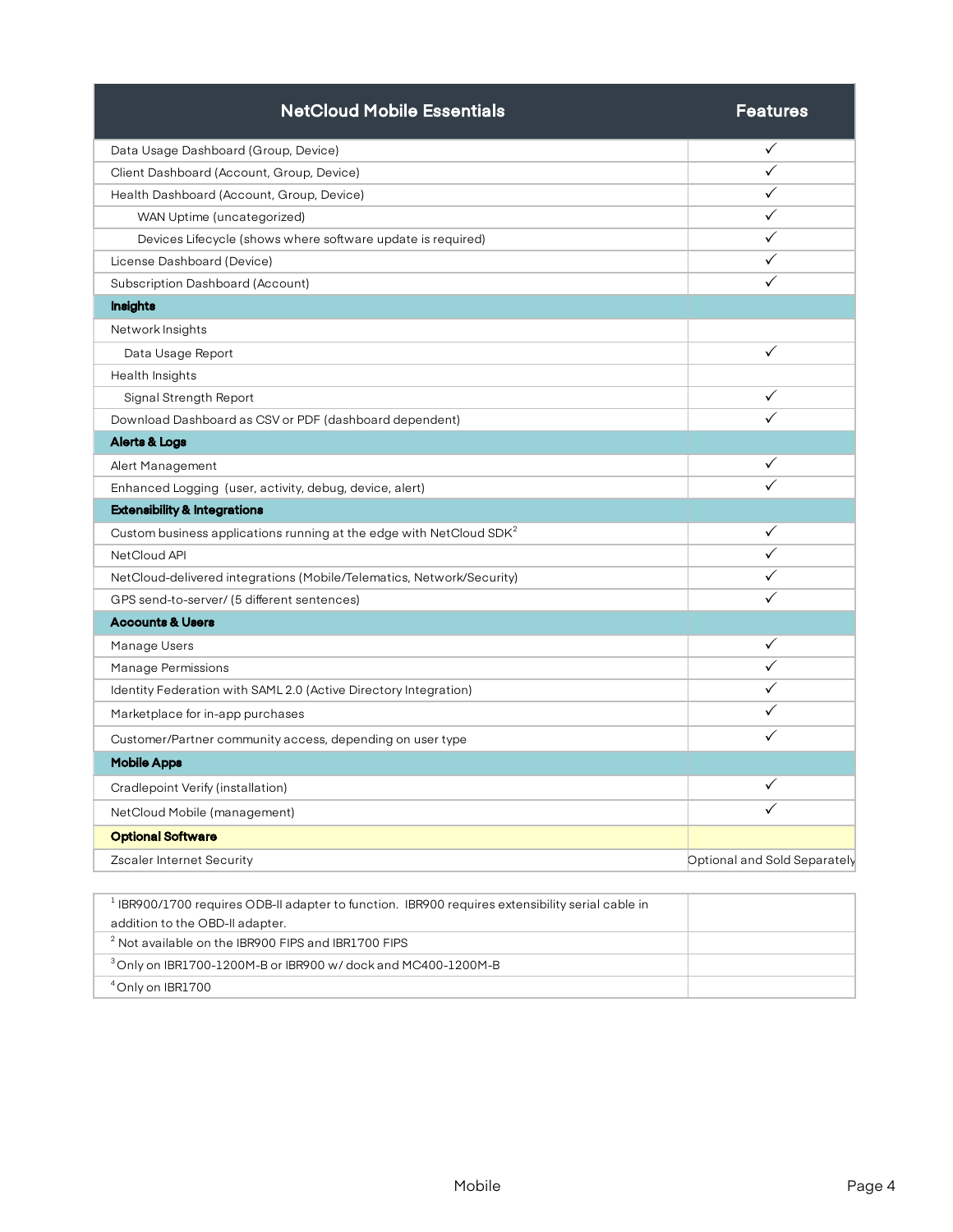| NetCloud Mobile Essentials | Features |
|---|---|
| Data Usage Dashboard (Group, Device) | ✓ |
| Client Dashboard (Account, Group, Device) | ✓ |
| Health Dashboard (Account, Group, Device) | ✓ |
| WAN Uptime (uncategorized) | ✓ |
| Devices Lifecycle (shows where software update is required) | ✓ |
| License Dashboard (Device) | ✓ |
| Subscription Dashboard (Account) | ✓ |
| **Insights** | |
| Network Insights | |
| Data Usage Report | ✓ |
| Health Insights | |
| Signal Strength Report | ✓ |
| Download Dashboard as CSV or PDF (dashboard dependent) | ✓ |
| **Alerts & Logs** | |
| Alert Management | ✓ |
| Enhanced Logging (user, activity, debug, device, alert) | ✓ |
| **Extensibility & Integrations** | |
| Custom business applications running at the edge with NetCloud SDK[2] | ✓ |
| NetCloud API | ✓ |
| NetCloud-delivered integrations (Mobile/Telematics, Network/Security) | ✓ |
| GPS send-to-server/ (5 different sentences) | ✓ |
| **Accounts & Users** | |
| Manage Users | ✓ |
| Manage Permissions | ✓ |
| Identity Federation with SAML 2.0 (Active Directory Integration) | ✓ |
| Marketplace for in-app purchases | ✓ |
| Customer/Partner community access, depending on user type | ✓ |
| **Mobile Apps** | |
| Cradlepoint Verify (installation) | ✓ |
| NetCloud Mobile (management) | ✓ |
| **Optional Software** | |
| Zscaler Internet Security | Optional and Sold Separately |

| | |
|---|---|
| [1] IBR900/1700 requires ODB-II adapter to function. IBR900 requires extensibility serial cable in addition to the OBD-II adapter. | |
| [2] Not available on the IBR900 FIPS and IBR1700 FIPS | |
| [3] Only on IBR1700-1200M-B or IBR900 w/ dock and MC400-1200M-B | |
| [4] Only on IBR1700 | |